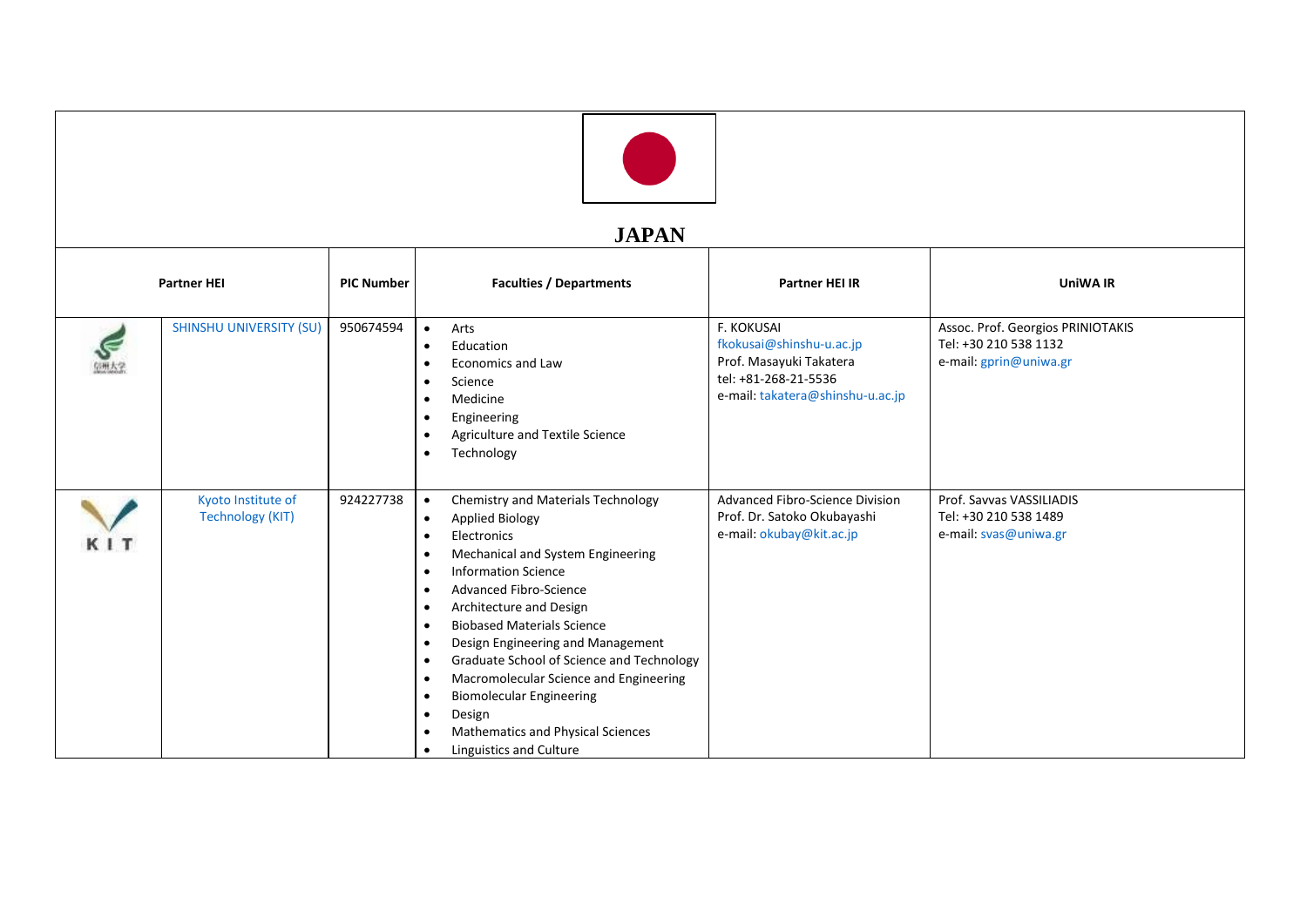# JAPAN

| | Partner HEI | PIC Number | Faculties / Departments | Partner HEI IR | UniWA IR |
|---|---|---|---|---|---|
| | SHINSHU UNIVERSITY (SU) | 950674594 | • Arts<br>• Education<br>• Economics and Law<br>• Science<br>• Medicine<br>• Engineering<br>• Agriculture and Textile Science<br>• Technology | F. KOKUSAI<br>fkokusai@shinshu-u.ac.jp<br>Prof. Masayuki Takatera<br>tel: +81-268-21-5536<br>e-mail: takatera@shinshu-u.ac.jp | Assoc. Prof. Georgios PRINIOTAKIS<br>Tel: +30 210 538 1132<br>e-mail: gprin@uniwa.gr |
| | Kyoto Institute of Technology (KIT) | 924227738 | • Chemistry and Materials Technology<br>• Applied Biology<br>• Electronics<br>• Mechanical and System Engineering<br>• Information Science<br>• Advanced Fibro-Science<br>• Architecture and Design<br>• Biobased Materials Science<br>• Design Engineering and Management<br>• Graduate School of Science and Technology<br>• Macromolecular Science and Engineering<br>• Biomolecular Engineering<br>• Design<br>• Mathematics and Physical Sciences<br>• Linguistics and Culture | Advanced Fibro-Science Division<br>Prof. Dr. Satoko Okubayashi<br>e-mail: okubay@kit.ac.jp | Prof. Savvas VASSILIADIS<br>Tel: +30 210 538 1489<br>e-mail: svas@uniwa.gr |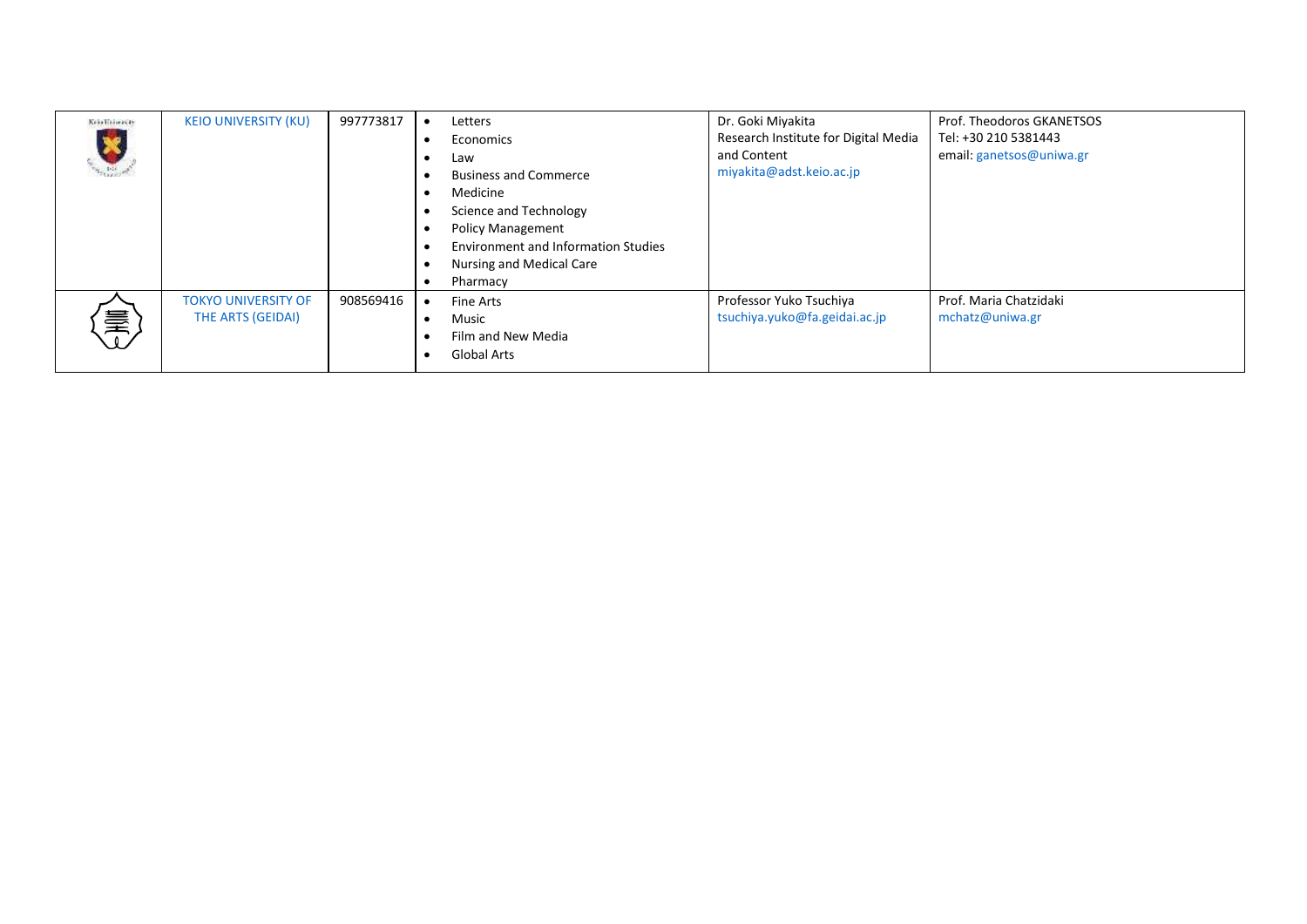| | | | | | |
|---|---|---|---|---|---|
| | KEIO UNIVERSITY (KU) | 997773817 | • Letters<br>• Economics<br>• Law<br>• Business and Commerce<br>• Medicine<br>• Science and Technology<br>• Policy Management<br>• Environment and Information Studies<br>• Nursing and Medical Care<br>• Pharmacy | Dr. Goki Miyakita<br>Research Institute for Digital Media and Content<br>miyakita@adst.keio.ac.jp | Prof. Theodoros GKANETSOS<br>Tel: +30 210 5381443<br>email: ganetsos@uniwa.gr |
| | TOKYO UNIVERSITY OF THE ARTS (GEIDAI) | 908569416 | • Fine Arts<br>• Music<br>• Film and New Media<br>• Global Arts | Professor Yuko Tsuchiya<br>tsuchiya.yuko@fa.geidai.ac.jp | Prof. Maria Chatzidaki<br>mchatz@uniwa.gr |